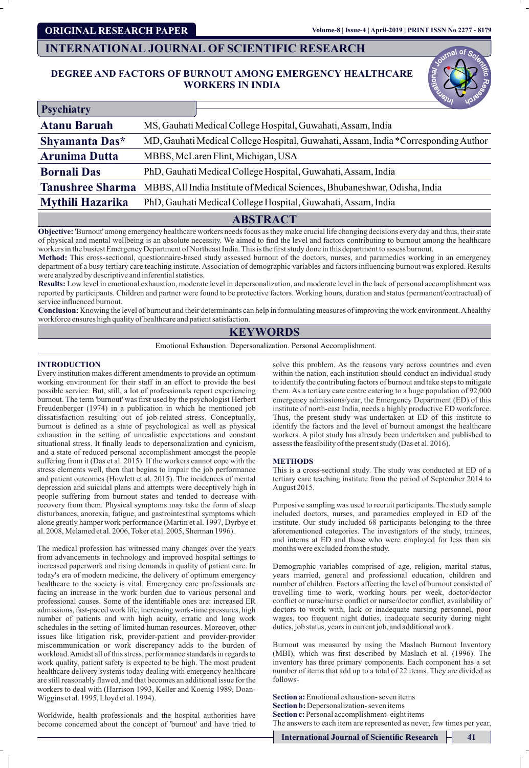ORIGINAL RESEARCH PAPER

INTERNATIONAL JOURNAL OF SCIENTIFIC RESEARCH

# DEGREE AND FACTORS OF BURNOUT AMONG EMERGENCY HEALTHCARE WORKERS IN INDIA

**Psychiatry**

| | |
|---|---|
| **Atanu Baruah** | MS, Gauhati Medical College Hospital, Guwahati, Assam, India |
| **Shyamanta Das*** | MD, Gauhati Medical College Hospital, Guwahati, Assam, India *Corresponding Author |
| **Arunima Dutta** | MBBS, McLaren Flint, Michigan, USA |
| **Bornali Das** | PhD, Gauhati Medical College Hospital, Guwahati, Assam, India |
| **Tanushree Sharma** | MBBS, All India Institute of Medical Sciences, Bhubaneshwar, Odisha, India |
| **Mythili Hazarika** | PhD, Gauhati Medical College Hospital, Guwahati, Assam, India |

## ABSTRACT

**Objective:** 'Burnout' among emergency healthcare workers needs focus as they make crucial life changing decisions every day and thus, their state of physical and mental wellbeing is an absolute necessity. We aimed to find the level and factors contributing to burnout among the healthcare workers in the busiest Emergency Department of Northeast India. This is the first study done in this department to assess burnout.

**Method:** This cross-sectional, questionnaire-based study assessed burnout of the doctors, nurses, and paramedics working in an emergency department of a busy tertiary care teaching institute. Association of demographic variables and factors influencing burnout was explored. Results were analyzed by descriptive and inferential statistics.

**Results:** Low level in emotional exhaustion, moderate level in depersonalization, and moderate level in the lack of personal accomplishment was reported by participants. Children and partner were found to be protective factors. Working hours, duration and status (permanent/contractual) of service influenced burnout.

**Conclusion:** Knowing the level of burnout and their determinants can help in formulating measures of improving the work environment. A healthy workforce ensures high quality of healthcare and patient satisfaction.

## KEYWORDS

Emotional Exhaustion. Depersonalization. Personal Accomplishment.

## INTRODUCTION

Every institution makes different amendments to provide an optimum working environment for their staff in an effort to provide the best possible service. But, still, a lot of professionals report experiencing burnout. The term 'burnout' was first used by the psychologist Herbert Freudenberger (1974) in a publication in which he mentioned job dissatisfaction resulting out of job-related stress. Conceptually, burnout is defined as a state of psychological as well as physical exhaustion in the setting of unrealistic expectations and constant situational stress. It finally leads to depersonalization and cynicism, and a state of reduced personal accomplishment amongst the people suffering from it (Das et al. 2015). If the workers cannot cope with the stress elements well, then that begins to impair the job performance and patient outcomes (Howlett et al. 2015). The incidences of mental depression and suicidal plans and attempts were deceptively high in people suffering from burnout states and tended to decrease with recovery from them. Physical symptoms may take the form of sleep disturbances, anorexia, fatigue, and gastrointestinal symptoms which alone greatly hamper work performance (Martin et al. 1997, Dyrbye et al. 2008, Melamed et al. 2006, Toker et al. 2005, Sherman 1996).

The medical profession has witnessed many changes over the years from advancements in technology and improved hospital settings to increased paperwork and rising demands in quality of patient care. In today's era of modern medicine, the delivery of optimum emergency healthcare to the society is vital. Emergency care professionals are facing an increase in the work burden due to various personal and professional causes. Some of the identifiable ones are: increased ER admissions, fast-paced work life, increasing work-time pressures, high number of patients and with high acuity, erratic and long work schedules in the setting of limited human resources. Moreover, other issues like litigation risk, provider-patient and provider-provider miscommunication or work discrepancy adds to the burden of workload. Amidst all of this stress, performance standards in regards to work quality, patient safety is expected to be high. The most prudent healthcare delivery systems today dealing with emergency healthcare are still reasonably flawed, and that becomes an additional issue for the workers to deal with (Harrison 1993, Keller and Koenig 1989, Doan-Wiggins et al. 1995, Lloyd et al. 1994).

Worldwide, health professionals and the hospital authorities have become concerned about the concept of 'burnout' and have tried to solve this problem. As the reasons vary across countries and even within the nation, each institution should conduct an individual study to identify the contributing factors of burnout and take steps to mitigate them. As a tertiary care centre catering to a huge population of 92,000 emergency admissions/year, the Emergency Department (ED) of this institute of north-east India, needs a highly productive ED workforce. Thus, the present study was undertaken at ED of this institute to identify the factors and the level of burnout amongst the healthcare workers. A pilot study has already been undertaken and published to assess the feasibility of the present study (Das et al. 2016).

## METHODS

This is a cross-sectional study. The study was conducted at ED of a tertiary care teaching institute from the period of September 2014 to August 2015.

Purposive sampling was used to recruit participants. The study sample included doctors, nurses, and paramedics employed in ED of the institute. Our study included 68 participants belonging to the three aforementioned categories. The investigators of the study, trainees, and interns at ED and those who were employed for less than six months were excluded from the study.

Demographic variables comprised of age, religion, marital status, years married, general and professional education, children and number of children. Factors affecting the level of burnout consisted of travelling time to work, working hours per week, doctor/doctor conflict or nurse/nurse conflict or nurse/doctor conflict, availability of doctors to work with, lack or inadequate nursing personnel, poor wages, too frequent night duties, inadequate security during night duties, job status, years in current job, and additional work.

Burnout was measured by using the Maslach Burnout Inventory (MBI), which was first described by Maslach et al. (1996). The inventory has three primary components. Each component has a set number of items that add up to a total of 22 items. They are divided as follows-

**Section a:** Emotional exhaustion- seven items
**Section b:** Depersonalization- seven items
**Section c:** Personal accomplishment- eight items
The answers to each item are represented as never, few times per year,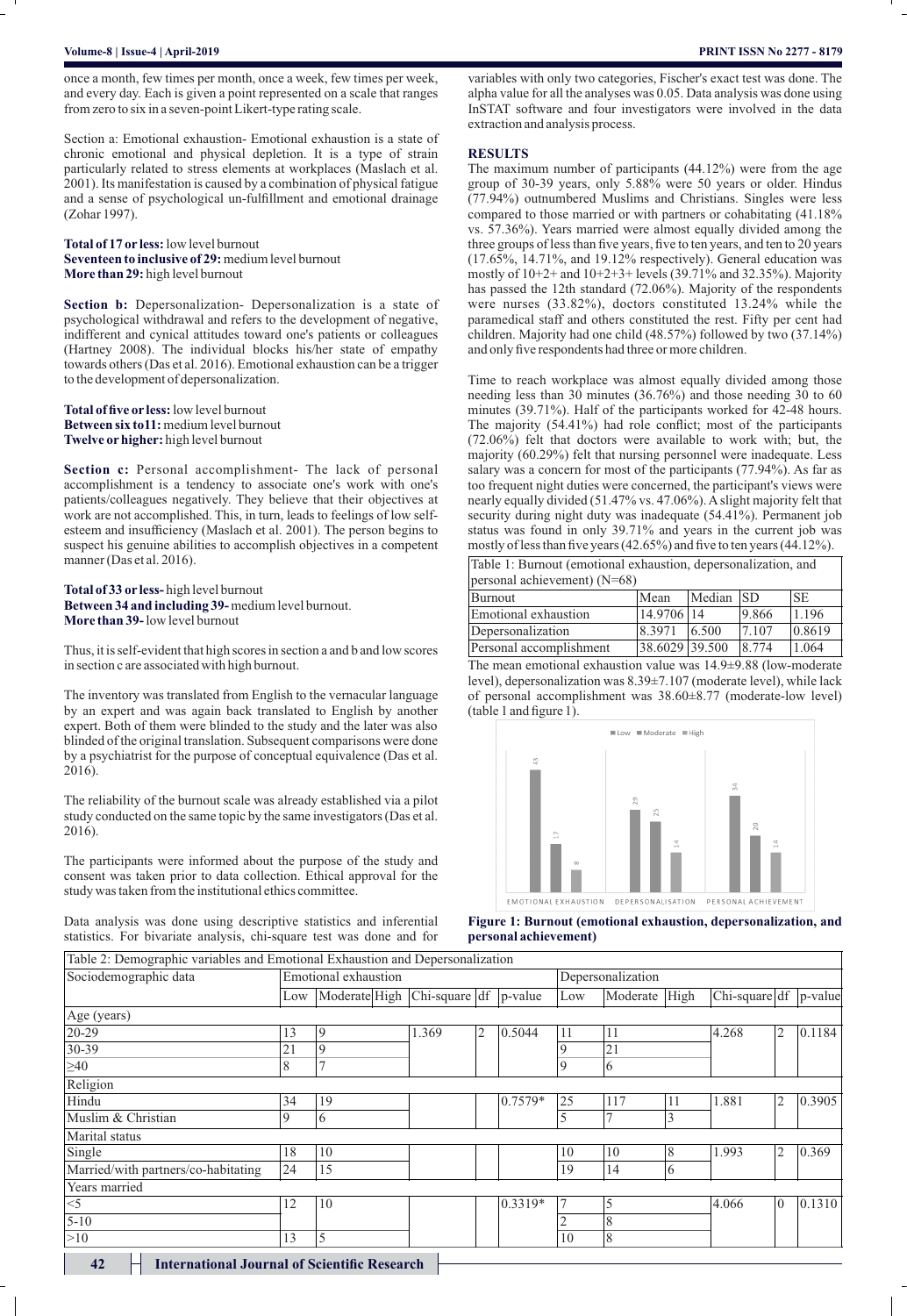once a month, few times per month, once a week, few times per week, and every day. Each is given a point represented on a scale that ranges from zero to six in a seven-point Likert-type rating scale.

Section a: Emotional exhaustion- Emotional exhaustion is a state of chronic emotional and physical depletion. It is a type of strain particularly related to stress elements at workplaces (Maslach et al. 2001). Its manifestation is caused by a combination of physical fatigue and a sense of psychological un-fulfillment and emotional drainage (Zohar 1997).

**Total of 17 or less:** low level burnout
**Seventeen to inclusive of 29:** medium level burnout
**More than 29:** high level burnout

**Section b:** Depersonalization- Depersonalization is a state of psychological withdrawal and refers to the development of negative, indifferent and cynical attitudes toward one's patients or colleagues (Hartney 2008). The individual blocks his/her state of empathy towards others (Das et al. 2016). Emotional exhaustion can be a trigger to the development of depersonalization.

**Total of five or less:** low level burnout
**Between six to11:** medium level burnout
**Twelve or higher:** high level burnout

**Section c:** Personal accomplishment- The lack of personal accomplishment is a tendency to associate one's work with one's patients/colleagues negatively. They believe that their objectives at work are not accomplished. This, in turn, leads to feelings of low self-esteem and insufficiency (Maslach et al. 2001). The person begins to suspect his genuine abilities to accomplish objectives in a competent manner (Das et al. 2016).

**Total of 33 or less-** high level burnout
**Between 34 and including 39-** medium level burnout.
**More than 39-** low level burnout

Thus, it is self-evident that high scores in section a and b and low scores in section c are associated with high burnout.

The inventory was translated from English to the vernacular language by an expert and was again back translated to English by another expert. Both of them were blinded to the study and the later was also blinded of the original translation. Subsequent comparisons were done by a psychiatrist for the purpose of conceptual equivalence (Das et al. 2016).

The reliability of the burnout scale was already established via a pilot study conducted on the same topic by the same investigators (Das et al. 2016).

The participants were informed about the purpose of the study and consent was taken prior to data collection. Ethical approval for the study was taken from the institutional ethics committee.

Data analysis was done using descriptive statistics and inferential statistics. For bivariate analysis, chi-square test was done and for variables with only two categories, Fischer's exact test was done. The alpha value for all the analyses was 0.05. Data analysis was done using InSTAT software and four investigators were involved in the data extraction and analysis process.

## RESULTS

The maximum number of participants (44.12%) were from the age group of 30-39 years, only 5.88% were 50 years or older. Hindus (77.94%) outnumbered Muslims and Christians. Singles were less compared to those married or with partners or cohabitating (41.18% vs. 57.36%). Years married were almost equally divided among the three groups of less than five years, five to ten years, and ten to 20 years (17.65%, 14.71%, and 19.12% respectively). General education was mostly of 10+2+ and 10+2+3+ levels (39.71% and 32.35%). Majority has passed the 12th standard (72.06%). Majority of the respondents were nurses (33.82%), doctors constituted 13.24% while the paramedical staff and others constituted the rest. Fifty per cent had children. Majority had one child (48.57%) followed by two (37.14%) and only five respondents had three or more children.

Time to reach workplace was almost equally divided among those needing less than 30 minutes (36.76%) and those needing 30 to 60 minutes (39.71%). Half of the participants worked for 42-48 hours. The majority (54.41%) had role conflict; most of the participants (72.06%) felt that doctors were available to work with; but, the majority (60.29%) felt that nursing personnel were inadequate. Less salary was a concern for most of the participants (77.94%). As far as too frequent night duties were concerned, the participant's views were nearly equally divided (51.47% vs. 47.06%). A slight majority felt that security during night duty was inadequate (54.41%). Permanent job status was found in only 39.71% and years in the current job was mostly of less than five years (42.65%) and five to ten years (44.12%).

Table 1: Burnout (emotional exhaustion, depersonalization, and personal achievement) (N=68)

| Burnout | Mean | Median | SD | SE |
|---|---|---|---|---|
| Emotional exhaustion | 14.9706 | 14 | 9.866 | 1.196 |
| Depersonalization | 8.3971 | 6.500 | 7.107 | 0.8619 |
| Personal accomplishment | 38.6029 | 39.500 | 8.774 | 1.064 |

The mean emotional exhaustion value was 14.9±9.88 (low-moderate level), depersonalization was 8.39±7.107 (moderate level), while lack of personal accomplishment was 38.60±8.77 (moderate-low level) (table 1 and figure 1).

**Figure 1: Burnout (emotional exhaustion, depersonalization, and personal achievement)**

Table 2: Demographic variables and Emotional Exhaustion and Depersonalization

| Sociodemographic data | Emotional exhaustion | | | | | | Depersonalization | | | | | |
|---|---|---|---|---|---|---|---|---|---|---|---|---|
| | Low | Moderate | High | Chi-square | df | p-value | Low | Moderate | High | Chi-square | df | p-value |
| Age (years) | | | | | | | | | | | | |
| 20-29 | 13 | 9 | | 1.369 | 2 | 0.5044 | 11 | 11 | | 4.268 | 2 | 0.1184 |
| 30-39 | 21 | 9 | | | | | 9 | 21 | | | | |
| ≥40 | 8 | 7 | | | | | 9 | 6 | | | | |
| Religion | | | | | | | | | | | | |
| Hindu | 34 | 19 | | | | 0.7579* | 25 | 117 | 11 | 1.881 | 2 | 0.3905 |
| Muslim & Christian | 9 | 6 | | | | | 5 | 7 | 3 | | | |
| Marital status | | | | | | | | | | | | |
| Single | 18 | 10 | | | | | 10 | 10 | 8 | 1.993 | 2 | 0.369 |
| Married/with partners/co-habitating | 24 | 15 | | | | | 19 | 14 | 6 | | | |
| Years married | | | | | | | | | | | | |
| <5 | 12 | 10 | | | | 0.3319* | 7 | 5 | | 4.066 | 0 | 0.1310 |
| 5-10 | | | | | | | 2 | 8 | | | | |
| >10 | 13 | 5 | | | | | 10 | 8 | | | | |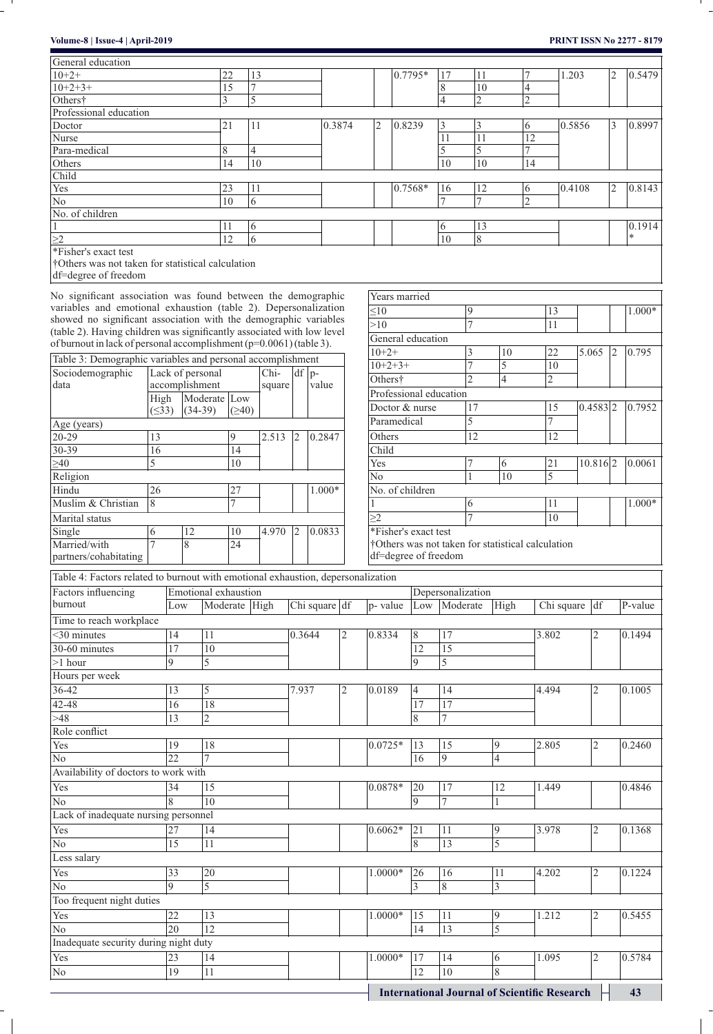| General education | | | | | | | | | | | | |
|---|---|---|---|---|---|---|---|---|---|---|---|---|
| 10+2+ | 22 | 13 | | | | 0.7795* | 17 | 11 | 7 | 1.203 | 2 | 0.5479 |
| 10+2+3+ | 15 | 7 | | | | | 8 | 10 | 4 | | | |
| Others† | 3 | 5 | | | | | 4 | 2 | 2 | | | |
| Professional education | | | | | | | | | | | | |
| Doctor | 21 | 11 | | 0.3874 | 2 | 0.8239 | 3 | 3 | 6 | 0.5856 | 3 | 0.8997 |
| Nurse | | | | | | | 11 | 11 | 12 | | | |
| Para-medical | 8 | 4 | | | | | 5 | 5 | 7 | | | |
| Others | 14 | 10 | | | | | 10 | 10 | 14 | | | |
| Child | | | | | | | | | | | | |
| Yes | 23 | 11 | | | | 0.7568* | 16 | 12 | 6 | 0.4108 | 2 | 0.8143 |
| No | 10 | 6 | | | | | 7 | 7 | 2 | | | |
| No. of children | | | | | | | | | | | | |
| 1 | 11 | 6 | | | | | 6 | 13 | | | | 0.1914* |
| ≥2 | 12 | 6 | | | | | 10 | 8 | | | | |

*Fisher's exact test
†Others was not taken for statistical calculation
df=degree of freedom

No significant association was found between the demographic variables and emotional exhaustion (table 2). Depersonalization showed no significant association with the demographic variables (table 2). Having children was significantly associated with low level of burnout in lack of personal accomplishment (p=0.0061) (table 3).

Table 3: Demographic variables and personal accomplishment

| Sociodemographic data | Lack of personal accomplishment | | | Chi-square | df | p-value |
|---|---|---|---|---|---|---|
| | High (≤33) | Moderate (34-39) | Low (≥40) | | | |
| Age (years) | | | | | | |
| 20-29 | 13 | | 9 | 2.513 | 2 | 0.2847 |
| 30-39 | 16 | | 14 | | | |
| ≥40 | 5 | | 10 | | | |
| Religion | | | | | | |
| Hindu | 26 | | 27 | | | 1.000* |
| Muslim & Christian | 8 | | 7 | | | |
| Marital status | | | | | | |
| Single | 6 | 12 | 10 | 4.970 | 2 | 0.0833 |
| Married/with partners/cohabitating | 7 | 8 | 24 | | | |
| Years married | | | | | | |
| ≤10 | 9 | | 13 | | | 1.000* |
| >10 | 7 | | 11 | | | |
| General education | | | | | | |
| 10+2+ | 3 | 10 | 22 | 5.065 | 2 | 0.795 |
| 10+2+3+ | 7 | 5 | 10 | | | |
| Others† | 2 | 4 | 2 | | | |
| Professional education | | | | | | |
| Doctor & nurse | 17 | | 15 | 0.4583 | 2 | 0.7952 |
| Paramedical | 5 | | 7 | | | |
| Others | 12 | | 12 | | | |
| Child | | | | | | |
| Yes | 7 | 6 | 21 | 10.816 | 2 | 0.0061 |
| No | 1 | 10 | 5 | | | |
| No. of children | | | | | | |
| 1 | 6 | | 11 | | | 1.000* |
| ≥2 | 7 | | 10 | | | |

*Fisher's exact test
†Others was not taken for statistical calculation
df=degree of freedom

Table 4: Factors related to burnout with emotional exhaustion, depersonalization

| Factors influencing burnout | Emotional exhaustion | | | | | | Depersonalization | | | | | |
|---|---|---|---|---|---|---|---|---|---|---|---|---|
| | Low | Moderate | High | Chi square | df | p- value | Low | Moderate | High | Chi square | df | P-value |
| Time to reach workplace | | | | | | | | | | | | |
| <30 minutes | 14 | 11 | | 0.3644 | 2 | 0.8334 | 8 | 17 | | 3.802 | 2 | 0.1494 |
| 30-60 minutes | 17 | 10 | | | | | 12 | 15 | | | | |
| >1 hour | 9 | 5 | | | | | 9 | 5 | | | | |
| Hours per week | | | | | | | | | | | | |
| 36-42 | 13 | 5 | | 7.937 | 2 | 0.0189 | 4 | 14 | | 4.494 | 2 | 0.1005 |
| 42-48 | 16 | 18 | | | | | 17 | 17 | | | | |
| >48 | 13 | 2 | | | | | 8 | 7 | | | | |
| Role conflict | | | | | | | | | | | | |
| Yes | 19 | 18 | | | | 0.0725* | 13 | 15 | 9 | 2.805 | 2 | 0.2460 |
| No | 22 | 7 | | | | | 16 | 9 | 4 | | | |
| Availability of doctors to work with | | | | | | | | | | | | |
| Yes | 34 | 15 | | | | 0.0878* | 20 | 17 | 12 | 1.449 | | 0.4846 |
| No | 8 | 10 | | | | | 9 | 7 | 1 | | | |
| Lack of inadequate nursing personnel | | | | | | | | | | | | |
| Yes | 27 | 14 | | | | 0.6062* | 21 | 11 | 9 | 3.978 | 2 | 0.1368 |
| No | 15 | 11 | | | | | 8 | 13 | 5 | | | |
| Less salary | | | | | | | | | | | | |
| Yes | 33 | 20 | | | | 1.0000* | 26 | 16 | 11 | 4.202 | 2 | 0.1224 |
| No | 9 | 5 | | | | | 3 | 8 | 3 | | | |
| Too frequent night duties | | | | | | | | | | | | |
| Yes | 22 | 13 | | | | 1.0000* | 15 | 11 | 9 | 1.212 | 2 | 0.5455 |
| No | 20 | 12 | | | | | 14 | 13 | 5 | | | |
| Inadequate security during night duty | | | | | | | | | | | | |
| Yes | 23 | 14 | | | | 1.0000* | 17 | 14 | 6 | 1.095 | 2 | 0.5784 |
| No | 19 | 11 | | | | | 12 | 10 | 8 | | | |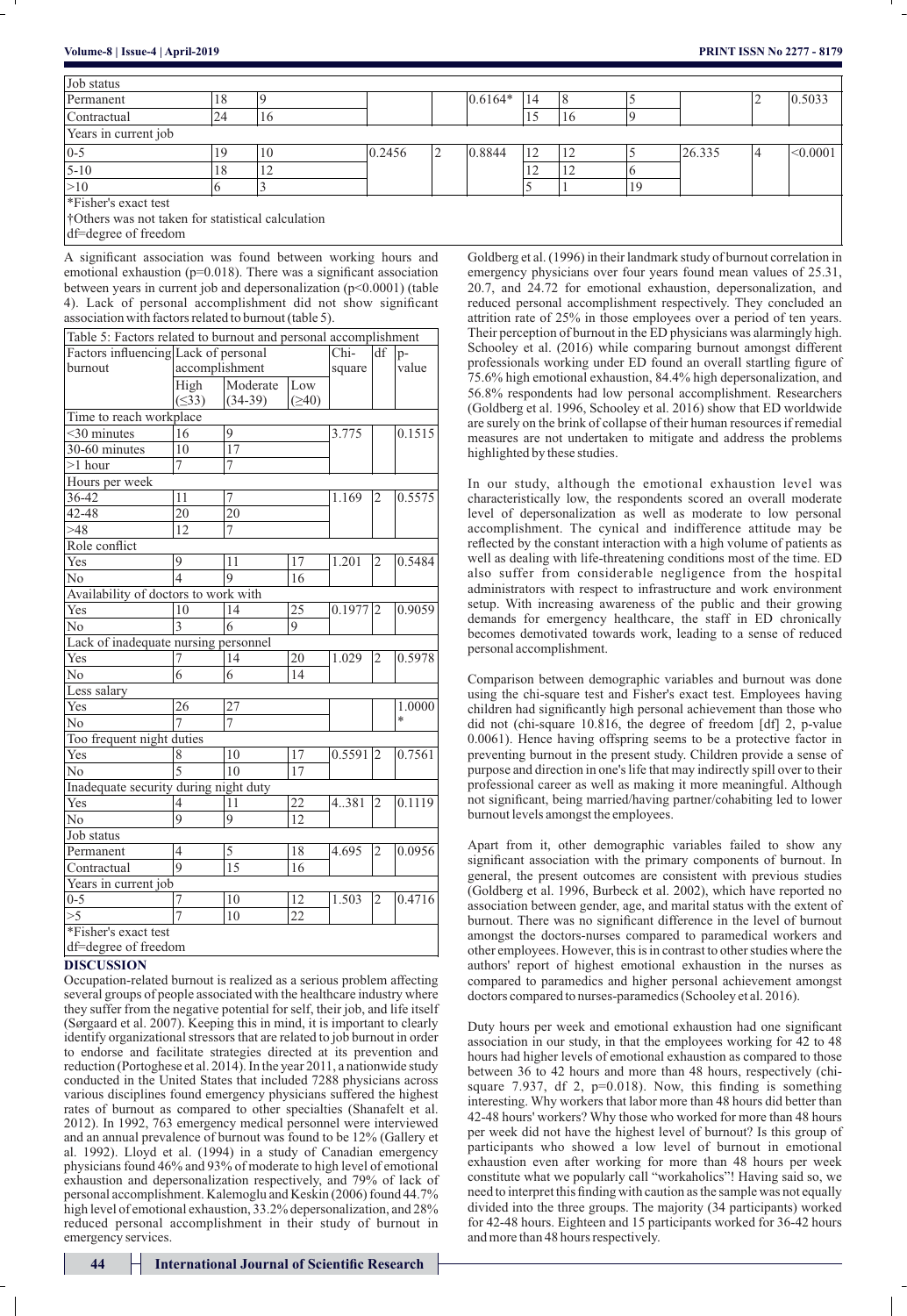| Job status | | | | | | | | | | | | |
|---|---|---|---|---|---|---|---|---|---|---|---|---|
| Permanent | 18 | 9 | | | 0.6164* | 14 | 8 | 5 | | 2 | 0.5033 |
| Contractual | 24 | 16 | | | | 15 | 16 | 9 | | | |
| Years in current job | | | | | | | | | | | |
| 0-5 | 19 | 10 | 0.2456 | 2 | 0.8844 | 12 | 12 | 5 | 26.335 | 4 | <0.0001 |
| 5-10 | 18 | 12 | | | | 12 | 12 | 6 | | | |
| >10 | 6 | 3 | | | | 5 | 1 | 19 | | | |

*Fisher's exact test
†Others was not taken for statistical calculation
df=degree of freedom

A significant association was found between working hours and emotional exhaustion (p=0.018). There was a significant association between years in current job and depersonalization (p<0.0001) (table 4). Lack of personal accomplishment did not show significant association with factors related to burnout (table 5).

Table 5: Factors related to burnout and personal accomplishment

| Factors influencing burnout | Lack of personal accomplishment | | | Chi-square | df | p-value |
|---|---|---|---|---|---|---|
| | High (≤33) | Moderate (34-39) | Low (≥40) | | | |
| **Time to reach workplace** | | | | | | |
| <30 minutes | 16 | 9 | | 3.775 | | 0.1515 |
| 30-60 minutes | 10 | 17 | | | | |
| >1 hour | 7 | 7 | | | | |
| **Hours per week** | | | | | | |
| 36-42 | 11 | 7 | | 1.169 | 2 | 0.5575 |
| 42-48 | 20 | 20 | | | | |
| >48 | 12 | 7 | | | | |
| **Role conflict** | | | | | | |
| Yes | 9 | 11 | 17 | 1.201 | 2 | 0.5484 |
| No | 4 | 9 | 16 | | | |
| **Availability of doctors to work with** | | | | | | |
| Yes | 10 | 14 | 25 | 0.1977 | 2 | 0.9059 |
| No | 3 | 6 | 9 | | | |
| **Lack of inadequate nursing personnel** | | | | | | |
| Yes | 7 | 14 | 20 | 1.029 | 2 | 0.5978 |
| No | 6 | 6 | 14 | | | |
| **Less salary** | | | | | | |
| Yes | 26 | 27 | | | | 1.0000* |
| No | 7 | 7 | | | | |
| **Too frequent night duties** | | | | | | |
| Yes | 8 | 10 | 17 | 0.5591 | 2 | 0.7561 |
| No | 5 | 10 | 17 | | | |
| **Inadequate security during night duty** | | | | | | |
| Yes | 4 | 11 | 22 | 4..381 | 2 | 0.1119 |
| No | 9 | 9 | 12 | | | |
| **Job status** | | | | | | |
| Permanent | 4 | 5 | 18 | 4.695 | 2 | 0.0956 |
| Contractual | 9 | 15 | 16 | | | |
| **Years in current job** | | | | | | |
| 0-5 | 7 | 10 | 12 | 1.503 | 2 | 0.4716 |
| >5 | 7 | 10 | 22 | | | |

*Fisher's exact test
df=degree of freedom

## DISCUSSION

Occupation-related burnout is realized as a serious problem affecting several groups of people associated with the healthcare industry where they suffer from the negative potential for self, their job, and life itself (Sørgaard et al. 2007). Keeping this in mind, it is important to clearly identify organizational stressors that are related to job burnout in order to endorse and facilitate strategies directed at its prevention and reduction (Portoghese et al. 2014). In the year 2011, a nationwide study conducted in the United States that included 7288 physicians across various disciplines found emergency physicians suffered the highest rates of burnout as compared to other specialties (Shanafelt et al. 2012). In 1992, 763 emergency medical personnel were interviewed and an annual prevalence of burnout was found to be 12% (Gallery et al. 1992). Lloyd et al. (1994) in a study of Canadian emergency physicians found 46% and 93% of moderate to high level of emotional exhaustion and depersonalization respectively, and 79% of lack of personal accomplishment. Kalemoglu and Keskin (2006) found 44.7% high level of emotional exhaustion, 33.2% depersonalization, and 28% reduced personal accomplishment in their study of burnout in emergency services.

Goldberg et al. (1996) in their landmark study of burnout correlation in emergency physicians over four years found mean values of 25.31, 20.7, and 24.72 for emotional exhaustion, depersonalization, and reduced personal accomplishment respectively. They concluded an attrition rate of 25% in those employees over a period of ten years. Their perception of burnout in the ED physicians was alarmingly high. Schooley et al. (2016) while comparing burnout amongst different professionals working under ED found an overall startling figure of 75.6% high emotional exhaustion, 84.4% high depersonalization, and 56.8% respondents had low personal accomplishment. Researchers (Goldberg et al. 1996, Schooley et al. 2016) show that ED worldwide are surely on the brink of collapse of their human resources if remedial measures are not undertaken to mitigate and address the problems highlighted by these studies.

In our study, although the emotional exhaustion level was characteristically low, the respondents scored an overall moderate level of depersonalization as well as moderate to low personal accomplishment. The cynical and indifference attitude may be reflected by the constant interaction with a high volume of patients as well as dealing with life-threatening conditions most of the time. ED also suffer from considerable negligence from the hospital administrators with respect to infrastructure and work environment setup. With increasing awareness of the public and their growing demands for emergency healthcare, the staff in ED chronically becomes demotivated towards work, leading to a sense of reduced personal accomplishment.

Comparison between demographic variables and burnout was done using the chi-square test and Fisher's exact test. Employees having children had significantly high personal achievement than those who did not (chi-square 10.816, the degree of freedom [df] 2, p-value 0.0061). Hence having offspring seems to be a protective factor in preventing burnout in the present study. Children provide a sense of purpose and direction in one's life that may indirectly spill over to their professional career as well as making it more meaningful. Although not significant, being married/having partner/cohabiting led to lower burnout levels amongst the employees.

Apart from it, other demographic variables failed to show any significant association with the primary components of burnout. In general, the present outcomes are consistent with previous studies (Goldberg et al. 1996, Burbeck et al. 2002), which have reported no association between gender, age, and marital status with the extent of burnout. There was no significant difference in the level of burnout amongst the doctors-nurses compared to paramedical workers and other employees. However, this is in contrast to other studies where the authors' report of highest emotional exhaustion in the nurses as compared to paramedics and higher personal achievement amongst doctors compared to nurses-paramedics (Schooley et al. 2016).

Duty hours per week and emotional exhaustion had one significant association in our study, in that the employees working for 42 to 48 hours had higher levels of emotional exhaustion as compared to those between 36 to 42 hours and more than 48 hours, respectively (chi-square 7.937, df 2, p=0.018). Now, this finding is something interesting. Why workers that labor more than 48 hours did better than 42-48 hours' workers? Why those who worked for more than 48 hours per week did not have the highest level of burnout? Is this group of participants who showed a low level of burnout in emotional exhaustion even after working for more than 48 hours per week constitute what we popularly call "workaholics"! Having said so, we need to interpret this finding with caution as the sample was not equally divided into the three groups. The majority (34 participants) worked for 42-48 hours. Eighteen and 15 participants worked for 36-42 hours and more than 48 hours respectively.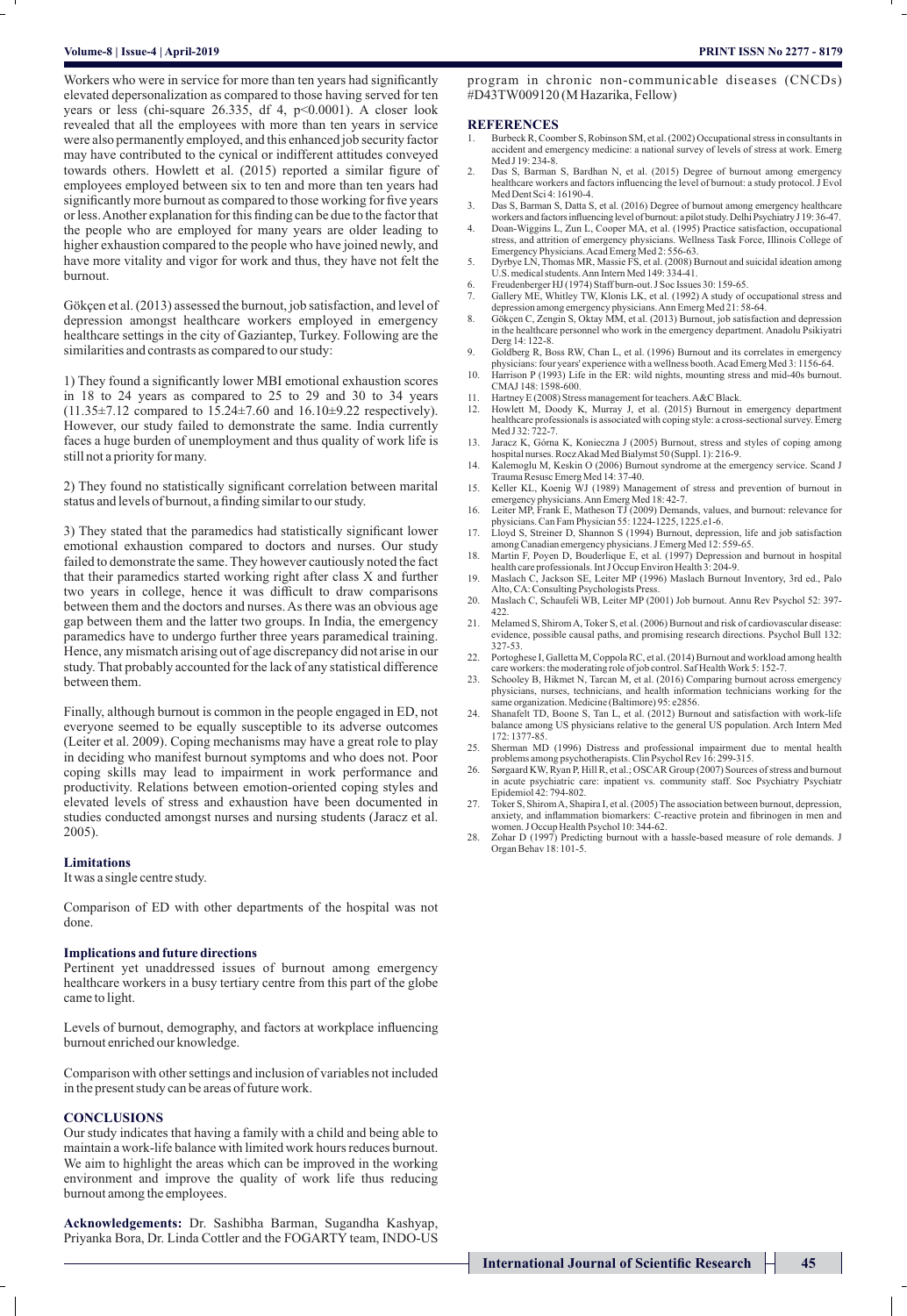Workers who were in service for more than ten years had significantly elevated depersonalization as compared to those having served for ten years or less (chi-square 26.335, df 4, $p<0.0001$). A closer look revealed that all the employees with more than ten years in service were also permanently employed, and this enhanced job security factor may have contributed to the cynical or indifferent attitudes conveyed towards others. Howlett et al. (2015) reported a similar figure of employees employed between six to ten and more than ten years had significantly more burnout as compared to those working for five years or less. Another explanation for this finding can be due to the factor that the people who are employed for many years are older leading to higher exhaustion compared to the people who have joined newly, and have more vitality and vigor for work and thus, they have not felt the burnout.

Gökçen et al. (2013) assessed the burnout, job satisfaction, and level of depression amongst healthcare workers employed in emergency healthcare settings in the city of Gaziantep, Turkey. Following are the similarities and contrasts as compared to our study:

1) They found a significantly lower MBI emotional exhaustion scores in 18 to 24 years as compared to 25 to 29 and 30 to 34 years ($11.35\pm7.12$ compared to $15.24\pm7.60$ and $16.10\pm9.22$ respectively). However, our study failed to demonstrate the same. India currently faces a huge burden of unemployment and thus quality of work life is still not a priority for many.

2) They found no statistically significant correlation between marital status and levels of burnout, a finding similar to our study.

3) They stated that the paramedics had statistically significant lower emotional exhaustion compared to doctors and nurses. Our study failed to demonstrate the same. They however cautiously noted the fact that their paramedics started working right after class X and further two years in college, hence it was difficult to draw comparisons between them and the doctors and nurses. As there was an obvious age gap between them and the latter two groups. In India, the emergency paramedics have to undergo further three years paramedical training. Hence, any mismatch arising out of age discrepancy did not arise in our study. That probably accounted for the lack of any statistical difference between them.

Finally, although burnout is common in the people engaged in ED, not everyone seemed to be equally susceptible to its adverse outcomes (Leiter et al. 2009). Coping mechanisms may have a great role to play in deciding who manifest burnout symptoms and who does not. Poor coping skills may lead to impairment in work performance and productivity. Relations between emotion-oriented coping styles and elevated levels of stress and exhaustion have been documented in studies conducted amongst nurses and nursing students (Jaracz et al. 2005).

### Limitations

It was a single centre study.

Comparison of ED with other departments of the hospital was not done.

### Implications and future directions

Pertinent yet unaddressed issues of burnout among emergency healthcare workers in a busy tertiary centre from this part of the globe came to light.

Levels of burnout, demography, and factors at workplace influencing burnout enriched our knowledge.

Comparison with other settings and inclusion of variables not included in the present study can be areas of future work.

## CONCLUSIONS

Our study indicates that having a family with a child and being able to maintain a work-life balance with limited work hours reduces burnout. We aim to highlight the areas which can be improved in the working environment and improve the quality of work life thus reducing burnout among the employees.

**Acknowledgements:** Dr. Sashibha Barman, Sugandha Kashyap, Priyanka Bora, Dr. Linda Cottler and the FOGARTY team, INDO-US program in chronic non-communicable diseases (CNCDs) #D43TW009120 (M Hazarika, Fellow)

## REFERENCES

1. Burbeck R, Coomber S, Robinson SM, et al. (2002) Occupational stress in consultants in accident and emergency medicine: a national survey of levels of stress at work. Emerg Med J 19: 234-8.
2. Das S, Barman S, Bardhan N, et al. (2015) Degree of burnout among emergency healthcare workers and factors influencing the level of burnout: a study protocol. J Evol Med Dent Sci 4: 16190-4.
3. Das S, Barman S, Datta S, et al. (2016) Degree of burnout among emergency healthcare workers and factors influencing level of burnout: a pilot study. Delhi Psychiatry J 19: 36-47.
4. Doan-Wiggins L, Zun L, Cooper MA, et al. (1995) Practice satisfaction, occupational stress, and attrition of emergency physicians. Wellness Task Force, Illinois College of Emergency Physicians. Acad Emerg Med 2: 556-63.
5. Dyrbye LN, Thomas MR, Massie FS, et al. (2008) Burnout and suicidal ideation among U.S. medical students. Ann Intern Med 149: 334-41.
6. Freudenberger HJ (1974) Staff burn-out. J Soc Issues 30: 159-65.
7. Gallery ME, Whitley TW, Klonis LK, et al. (1992) A study of occupational stress and depression among emergency physicians. Ann Emerg Med 21: 58-64.
8. Gökçen C, Zengin S, Oktay MM, et al. (2013) Burnout, job satisfaction and depression in the healthcare personnel who work in the emergency department. Anadolu Psikiyatri Derg 14: 122-8.
9. Goldberg R, Boss RW, Chan L, et al. (1996) Burnout and its correlates in emergency physicians: four years' experience with a wellness booth. Acad Emerg Med 3: 1156-64.
10. Harrison P (1993) Life in the ER: wild nights, mounting stress and mid-40s burnout. CMAJ 148: 1598-600.
11. Hartney E (2008) Stress management for teachers. A&C Black.
12. Howlett M, Doody K, Murray J, et al. (2015) Burnout in emergency department healthcare professionals is associated with coping style: a cross-sectional survey. Emerg Med J 32: 722-7.
13. Jaracz K, Górna K, Konieczna J (2005) Burnout, stress and styles of coping among hospital nurses. Rocz Akad Med Bialymst 50 (Suppl. 1): 216-9.
14. Kalemoglu M, Keskin O (2006) Burnout syndrome at the emergency service. Scand J Trauma Resusc Emerg Med 14: 37-40.
15. Keller KL, Koenig WJ (1989) Management of stress and prevention of burnout in emergency physicians. Ann Emerg Med 18: 42-7.
16. Leiter MP, Frank E, Matheson TJ (2009) Demands, values, and burnout: relevance for physicians. Can Fam Physician 55: 1224-1225, 1225.e1-6.
17. Lloyd S, Streiner D, Shannon S (1994) Burnout, depression, life and job satisfaction among Canadian emergency physicians. J Emerg Med 12: 559-65.
18. Martin F, Poyen D, Bouderlique E, et al. (1997) Depression and burnout in hospital health care professionals. Int J Occup Environ Health 3: 204-9.
19. Maslach C, Jackson SE, Leiter MP (1996) Maslach Burnout Inventory, 3rd ed., Palo Alto, CA: Consulting Psychologists Press.
20. Maslach C, Schaufeli WB, Leiter MP (2001) Job burnout. Annu Rev Psychol 52: 397-422.
21. Melamed S, Shirom A, Toker S, et al. (2006) Burnout and risk of cardiovascular disease: evidence, possible causal paths, and promising research directions. Psychol Bull 132: 327-53.
22. Portoghese I, Galletta M, Coppola RC, et al. (2014) Burnout and workload among health care workers: the moderating role of job control. Saf Health Work 5: 152-7.
23. Schooley B, Hikmet N, Tarcan M, et al. (2016) Comparing burnout across emergency physicians, nurses, technicians, and health information technicians working for the same organization. Medicine (Baltimore) 95: e2856.
24. Shanafelt TD, Boone S, Tan L, et al. (2012) Burnout and satisfaction with work-life balance among US physicians relative to the general US population. Arch Intern Med 172: 1377-85.
25. Sherman MD (1996) Distress and professional impairment due to mental health problems among psychotherapists. Clin Psychol Rev 16: 299-315.
26. Sørgaard KW, Ryan P, Hill R, et al.; OSCAR Group (2007) Sources of stress and burnout in acute psychiatric care: inpatient vs. community staff. Soc Psychiatry Psychiatr Epidemiol 42: 794-802.
27. Toker S, Shirom A, Shapira I, et al. (2005) The association between burnout, depression, anxiety, and inflammation biomarkers: C-reactive protein and fibrinogen in men and women. J Occup Health Psychol 10: 344-62.
28. Zohar D (1997) Predicting burnout with a hassle-based measure of role demands. J Organ Behav 18: 101-5.